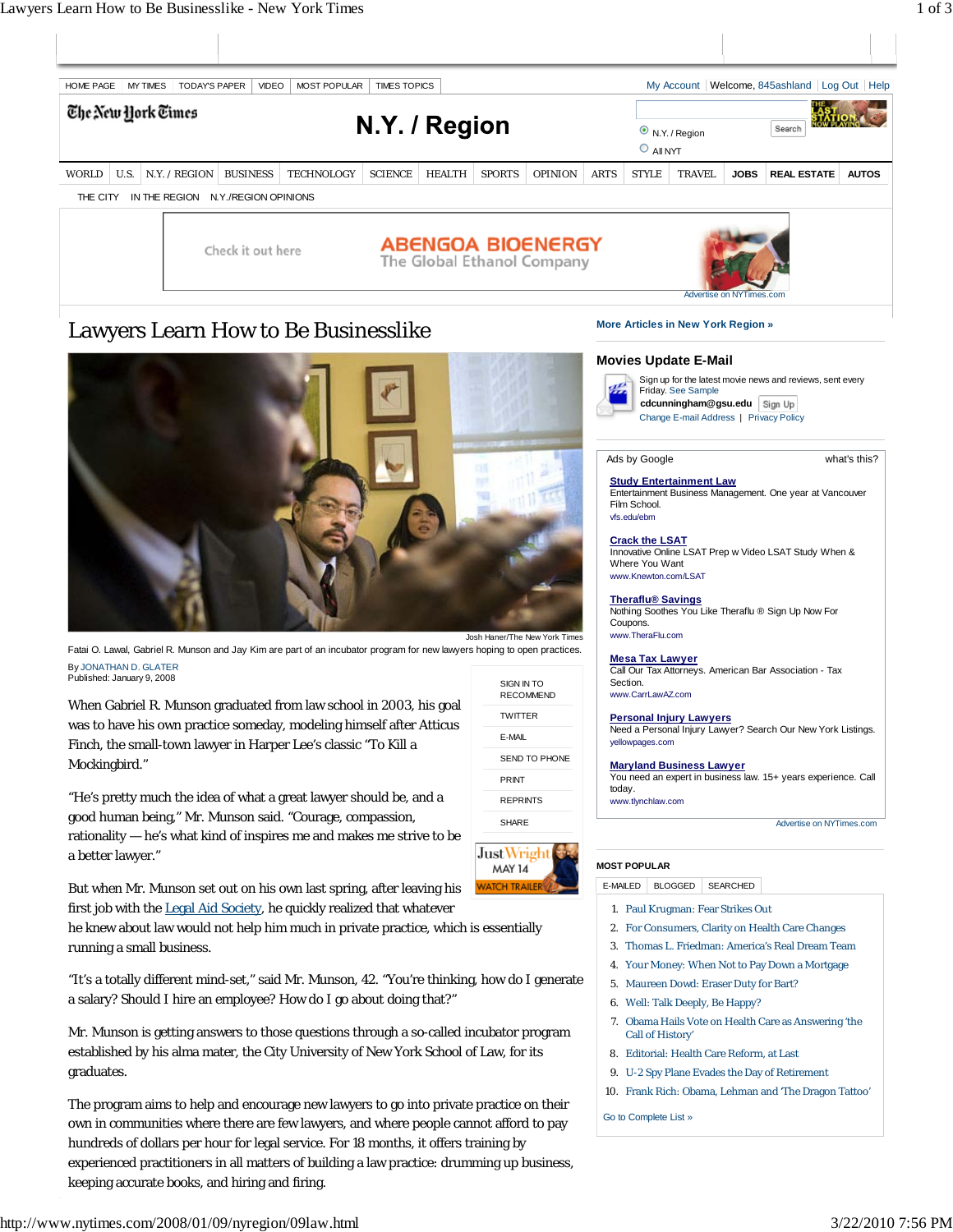# Lawyers Learn How to Be Businesslike

Fatai O. Lawal, Gabriel R. Munson and Jay Kim are part of an incubator program for new lawyers hoping to open practices.

By JONATHAN D. GLATER
Published: January 9, 2008

When Gabriel R. Munson graduated from law school in 2003, his goal was to have his own practice someday, modeling himself after Atticus Finch, the small-town lawyer in Harper Lee's classic "To Kill a Mockingbird."

"He's pretty much the idea of what a great lawyer should be, and a good human being," Mr. Munson said. "Courage, compassion, rationality — he's what kind of inspires me and makes me strive to be a better lawyer."

But when Mr. Munson set out on his own last spring, after leaving his first job with the Legal Aid Society, he quickly realized that whatever he knew about law would not help him much in private practice, which is essentially running a small business.

"It's a totally different mind-set," said Mr. Munson, 42. "You're thinking, how do I generate a salary? Should I hire an employee? How do I go about doing that?"

Mr. Munson is getting answers to those questions through a so-called incubator program established by his alma mater, the City University of New York School of Law, for its graduates.

The program aims to help and encourage new lawyers to go into private practice on their own in communities where there are few lawyers, and where people cannot afford to pay hundreds of dollars per hour for legal service. For 18 months, it offers training by experienced practitioners in all matters of building a law practice: drumming up business, keeping accurate books, and hiring and firing.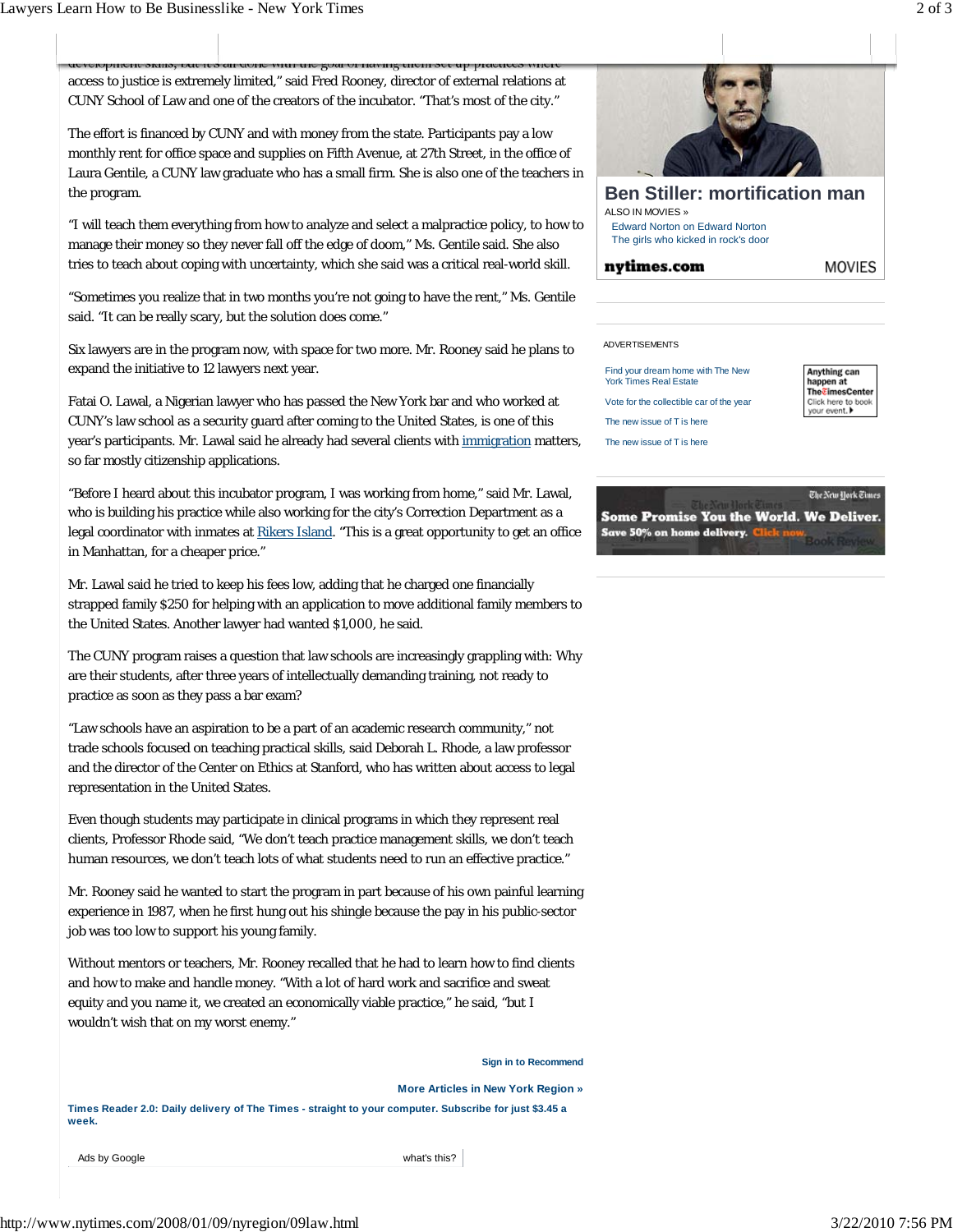development skills, but it's all done with the goal of having them set up practices where access to justice is extremely limited," said Fred Rooney, director of external relations at CUNY School of Law and one of the creators of the incubator. "That's most of the city."

The effort is financed by CUNY and with money from the state. Participants pay a low monthly rent for office space and supplies on Fifth Avenue, at 27th Street, in the office of Laura Gentile, a CUNY law graduate who has a small firm. She is also one of the teachers in the program.

"I will teach them everything from how to analyze and select a malpractice policy, to how to manage their money so they never fall off the edge of doom," Ms. Gentile said. She also tries to teach about coping with uncertainty, which she said was a critical real-world skill.

"Sometimes you realize that in two months you're not going to have the rent," Ms. Gentile said. "It can be really scary, but the solution does come."

Six lawyers are in the program now, with space for two more. Mr. Rooney said he plans to expand the initiative to 12 lawyers next year.

Fatai O. Lawal, a Nigerian lawyer who has passed the New York bar and who worked at CUNY's law school as a security guard after coming to the United States, is one of this year's participants. Mr. Lawal said he already had several clients with immigration matters, so far mostly citizenship applications.

"Before I heard about this incubator program, I was working from home," said Mr. Lawal, who is building his practice while also working for the city's Correction Department as a legal coordinator with inmates at Rikers Island. "This is a great opportunity to get an office in Manhattan, for a cheaper price."

Mr. Lawal said he tried to keep his fees low, adding that he charged one financially strapped family $250 for helping with an application to move additional family members to the United States. Another lawyer had wanted $1,000, he said.

The CUNY program raises a question that law schools are increasingly grappling with: Why are their students, after three years of intellectually demanding training, not ready to practice as soon as they pass a bar exam?

"Law schools have an aspiration to be a part of an academic research community," not trade schools focused on teaching practical skills, said Deborah L. Rhode, a law professor and the director of the Center on Ethics at Stanford, who has written about access to legal representation in the United States.

Even though students may participate in clinical programs in which they represent real clients, Professor Rhode said, "We don't teach practice management skills, we don't teach human resources, we don't teach lots of what students need to run an effective practice."

Mr. Rooney said he wanted to start the program in part because of his own painful learning experience in 1987, when he first hung out his shingle because the pay in his public-sector job was too low to support his young family.

Without mentors or teachers, Mr. Rooney recalled that he had to learn how to find clients and how to make and handle money. "With a lot of hard work and sacrifice and sweat equity and you name it, we created an economically viable practice," he said, "but I wouldn't wish that on my worst enemy."